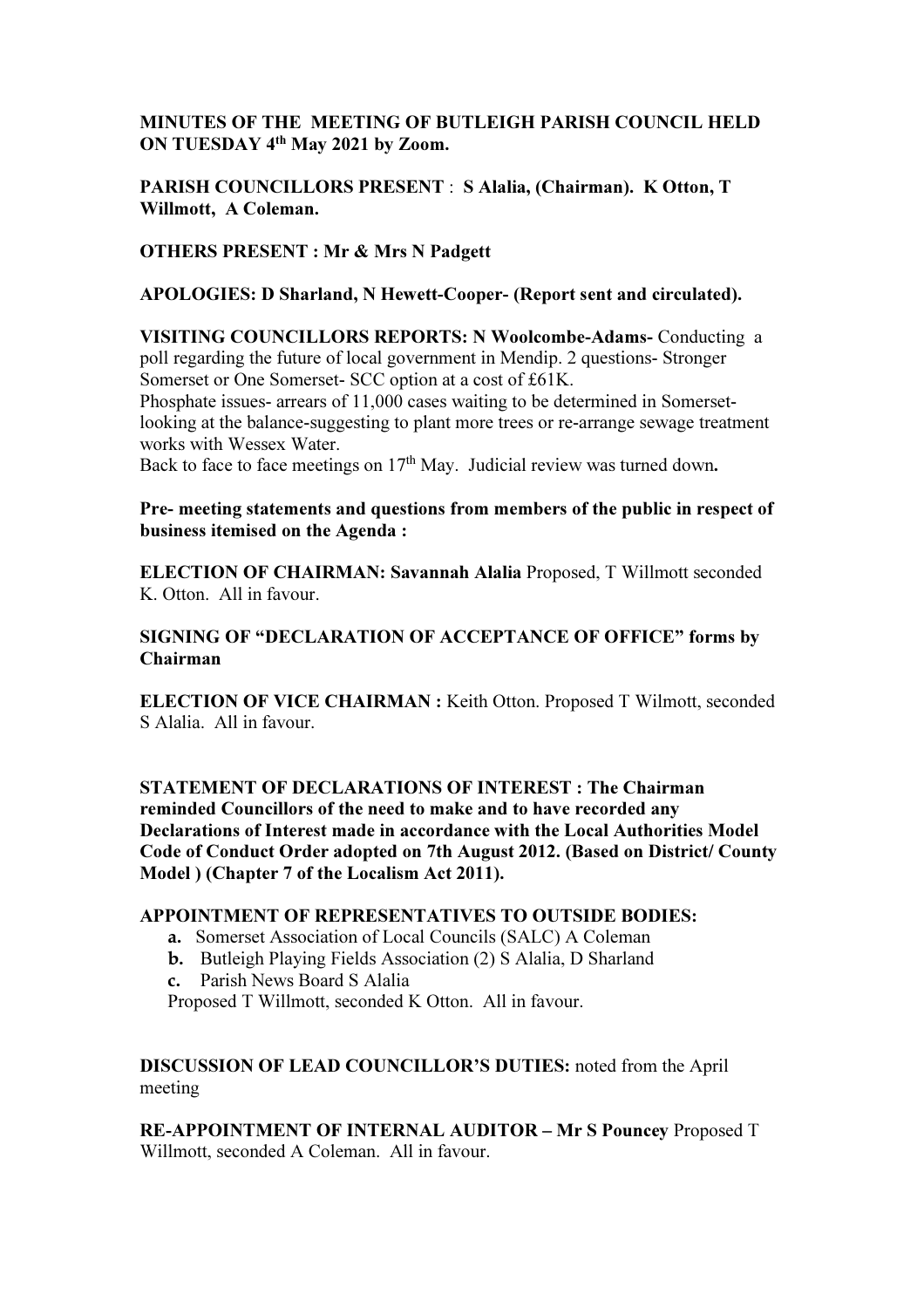**MINUTES OF THE MEETING OF BUTLEIGH PARISH COUNCIL HELD ON TUESDAY 4th May 2021 by Zoom.**

**PARISH COUNCILLORS PRESENT** : **S Alalia, (Chairman). K Otton, T Willmott, A Coleman.**

**OTHERS PRESENT : Mr & Mrs N Padgett**

**APOLOGIES: D Sharland, N Hewett-Cooper- (Report sent and circulated).**

**VISITING COUNCILLORS REPORTS: N Woolcombe-Adams-** Conducting a poll regarding the future of local government in Mendip. 2 questions- Stronger Somerset or One Somerset- SCC option at a cost of £61K.
Phosphate issues- arrears of 11,000 cases waiting to be determined in Somerset- looking at the balance-suggesting to plant more trees or re-arrange sewage treatment works with Wessex Water.
Back to face to face meetings on 17th May. Judicial review was turned down**.**

**Pre- meeting statements and questions from members of the public in respect of business itemised on the Agenda :**

**ELECTION OF CHAIRMAN: Savannah Alalia** Proposed, T Willmott seconded K. Otton. All in favour.

**SIGNING OF "DECLARATION OF ACCEPTANCE OF OFFICE" forms by Chairman**

**ELECTION OF VICE CHAIRMAN :** Keith Otton. Proposed T Wilmott, seconded S Alalia. All in favour.

**STATEMENT OF DECLARATIONS OF INTEREST : The Chairman reminded Councillors of the need to make and to have recorded any Declarations of Interest made in accordance with the Local Authorities Model Code of Conduct Order adopted on 7th August 2012. (Based on District/ County Model ) (Chapter 7 of the Localism Act 2011).**

**APPOINTMENT OF REPRESENTATIVES TO OUTSIDE BODIES:**

**a.** Somerset Association of Local Councils (SALC) A Coleman
**b.** Butleigh Playing Fields Association (2) S Alalia, D Sharland
**c.** Parish News Board S Alalia

Proposed T Willmott, seconded K Otton. All in favour.

**DISCUSSION OF LEAD COUNCILLOR'S DUTIES:** noted from the April meeting

**RE-APPOINTMENT OF INTERNAL AUDITOR – Mr S Pouncey** Proposed T Willmott, seconded A Coleman. All in favour.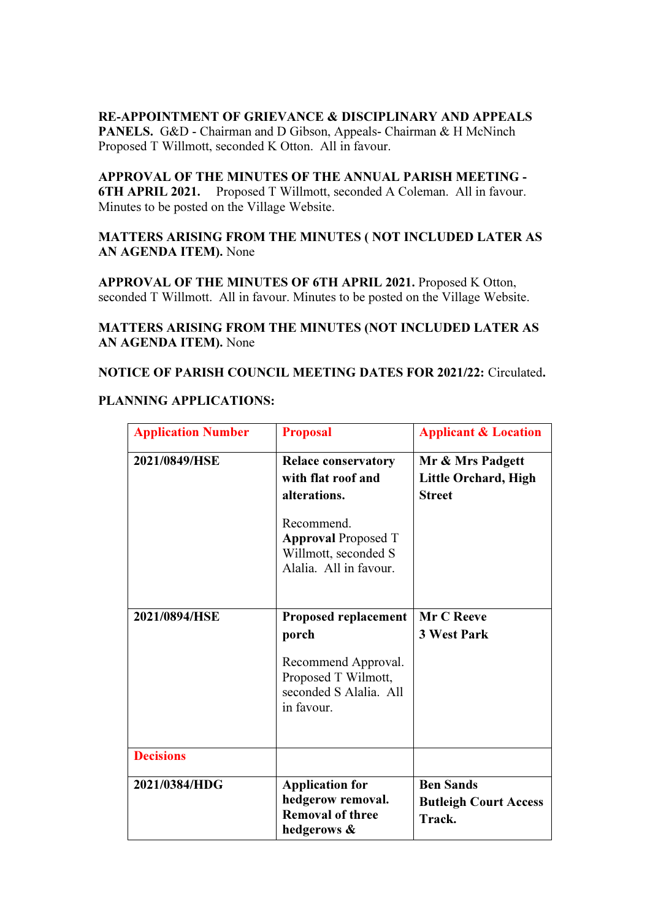**RE-APPOINTMENT OF GRIEVANCE & DISCIPLINARY AND APPEALS PANELS.** G&D - Chairman and D Gibson, Appeals- Chairman & H McNinch Proposed T Willmott, seconded K Otton. All in favour.

**APPROVAL OF THE MINUTES OF THE ANNUAL PARISH MEETING - 6TH APRIL 2021.** Proposed T Willmott, seconded A Coleman. All in favour. Minutes to be posted on the Village Website.

**MATTERS ARISING FROM THE MINUTES ( NOT INCLUDED LATER AS AN AGENDA ITEM).** None

**APPROVAL OF THE MINUTES OF 6TH APRIL 2021.** Proposed K Otton, seconded T Willmott. All in favour. Minutes to be posted on the Village Website.

**MATTERS ARISING FROM THE MINUTES (NOT INCLUDED LATER AS AN AGENDA ITEM).** None

**NOTICE OF PARISH COUNCIL MEETING DATES FOR 2021/22:** Circulated**.**

**PLANNING APPLICATIONS:**

| Application Number | Proposal | Applicant & Location |
|---|---|---|
| **2021/0849/HSE** | **Relace conservatory with flat roof and alterations.**<br><br>Recommend. **Approval** Proposed T Willmott, seconded S Alalia. All in favour. | **Mr & Mrs Padgett Little Orchard, High Street** |
| **2021/0894/HSE** | **Proposed replacement porch**<br><br>Recommend Approval. Proposed T Wilmott, seconded S Alalia. All in favour. | **Mr C Reeve**<br>**3 West Park** |
| **Decisions** | | |
| **2021/0384/HDG** | **Application for hedgerow removal. Removal of three hedgerows &** | **Ben Sands**<br>**Butleigh Court Access Track.** |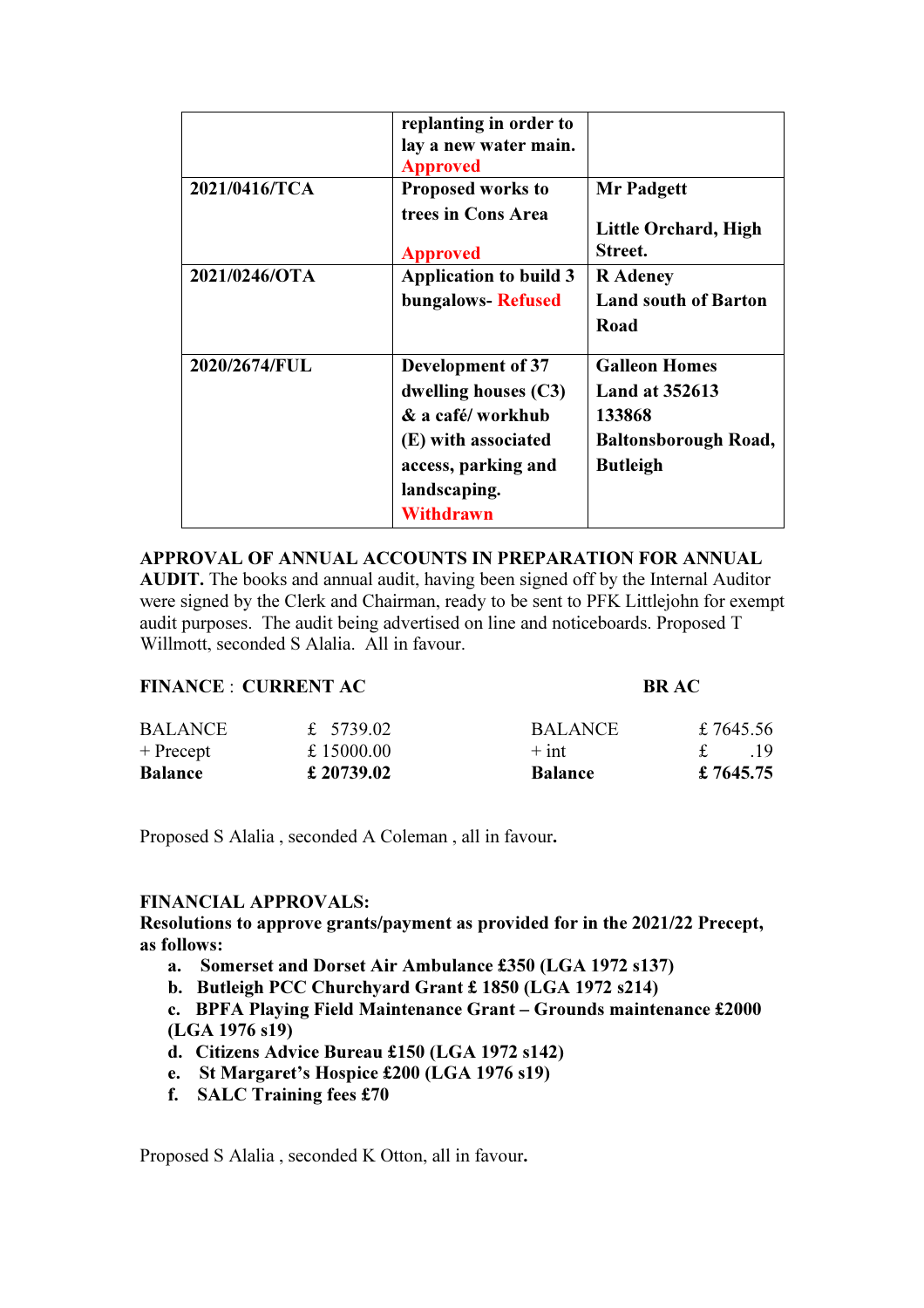| | | |
|---|---|---|
| | **replanting in order to lay a new water main.** **Approved** | |
| **2021/0416/TCA** | **Proposed works to trees in Cons Area** **Approved** | **Mr Padgett** **Little Orchard, High Street.** |
| **2021/0246/OTA** | **Application to build 3 bungalows- Refused** | **R Adeney** **Land south of Barton Road** |
| **2020/2674/FUL** | **Development of 37 dwelling houses (C3) & a café/ workhub (E) with associated access, parking and landscaping.** **Withdrawn** | **Galleon Homes** **Land at 352613 133868 Baltonsborough Road, Butleigh** |

**APPROVAL OF ANNUAL ACCOUNTS IN PREPARATION FOR ANNUAL AUDIT.** The books and annual audit, having been signed off by the Internal Auditor were signed by the Clerk and Chairman, ready to be sent to PFK Littlejohn for exempt audit purposes. The audit being advertised on line and noticeboards. Proposed T Willmott, seconded S Alalia. All in favour.

**FINANCE** : **CURRENT AC** **BR AC**

| | | | |
|---|---|---|---|
| BALANCE | £ 5739.02 | BALANCE | £ 7645.56 |
| + Precept | £ 15000.00 | + int | £ .19 |
| **Balance** | **£ 20739.02** | **Balance** | **£ 7645.75** |

Proposed S Alalia , seconded A Coleman , all in favour.

**FINANCIAL APPROVALS:**
**Resolutions to approve grants/payment as provided for in the 2021/22 Precept, as follows:**

a. **Somerset and Dorset Air Ambulance £350 (LGA 1972 s137)**
b. **Butleigh PCC Churchyard Grant £ 1850 (LGA 1972 s214)**
c. **BPFA Playing Field Maintenance Grant – Grounds maintenance £2000 (LGA 1976 s19)**
d. **Citizens Advice Bureau £150 (LGA 1972 s142)**
e. **St Margaret's Hospice £200 (LGA 1976 s19)**
f. **SALC Training fees £70**

Proposed S Alalia , seconded K Otton, all in favour.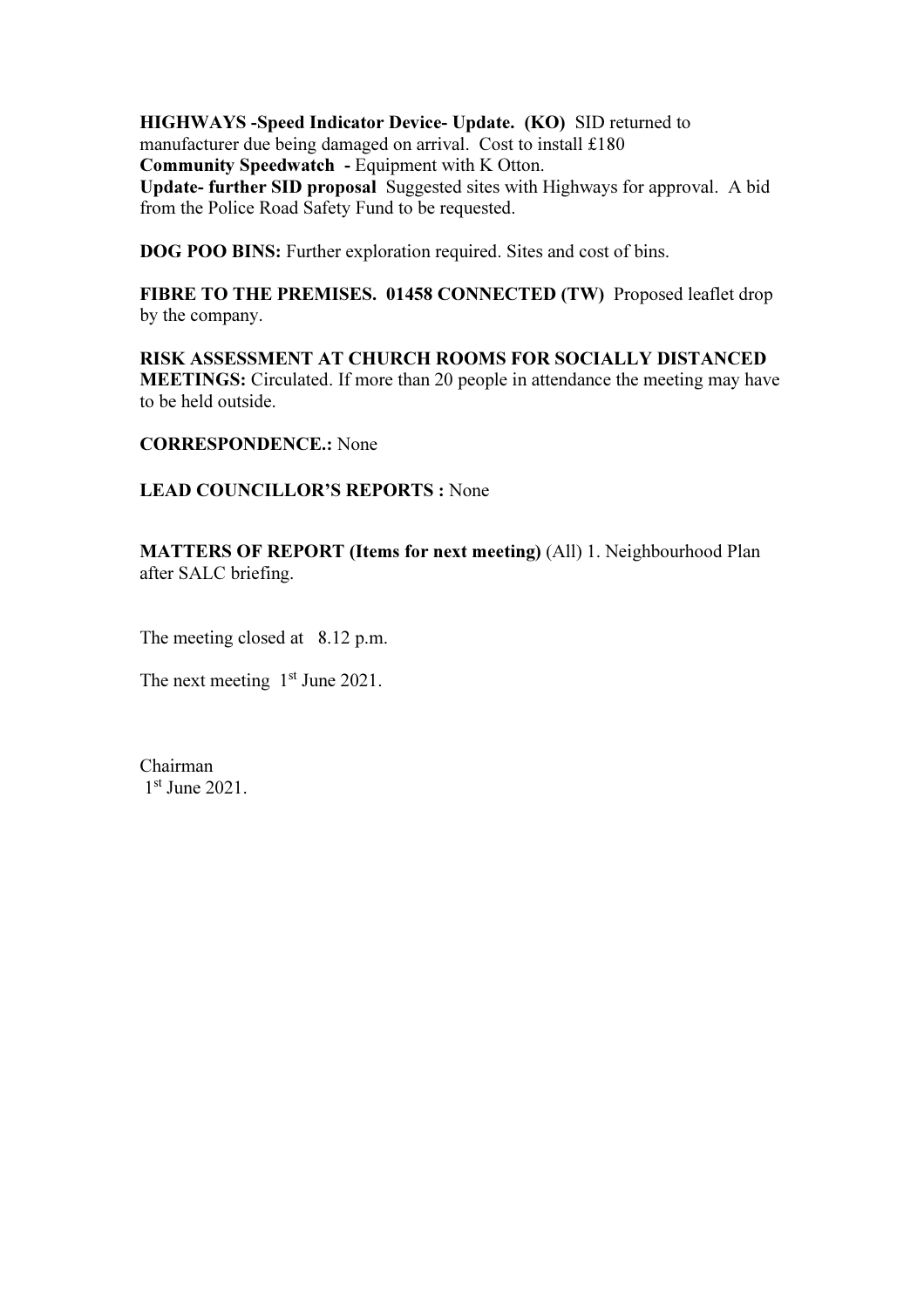**HIGHWAYS -Speed Indicator Device- Update. (KO)** SID returned to manufacturer due being damaged on arrival. Cost to install £180
**Community Speedwatch -** Equipment with K Otton.
**Update- further SID proposal** Suggested sites with Highways for approval. A bid from the Police Road Safety Fund to be requested.

**DOG POO BINS:** Further exploration required. Sites and cost of bins.

**FIBRE TO THE PREMISES. 01458 CONNECTED (TW)** Proposed leaflet drop by the company.

**RISK ASSESSMENT AT CHURCH ROOMS FOR SOCIALLY DISTANCED MEETINGS:** Circulated. If more than 20 people in attendance the meeting may have to be held outside.

**CORRESPONDENCE.:** None

**LEAD COUNCILLOR'S REPORTS :** None

**MATTERS OF REPORT (Items for next meeting)** (All) 1. Neighbourhood Plan after SALC briefing.

The meeting closed at 8.12 p.m.

The next meeting 1st June 2021.

Chairman
1st June 2021.